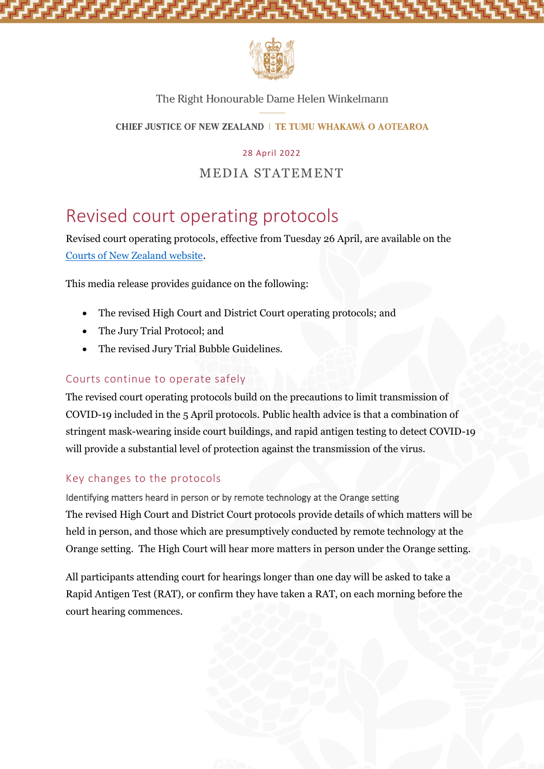The Right Honourable Dame Helen Winkelmann

**CHIEF JUSTICE OF NEW ZEALAND | TE TUMU WHAKAWĀ O AOTEAROA**

28 April 2022

MEDIA STATEMENT

# Revised court operating protocols

Revised court operating protocols, effective from Tuesday 26 April, are available on the [Courts of New Zealand website](Courts of New Zealand website).

This media release provides guidance on the following:

- The revised High Court and District Court operating protocols; and
- The Jury Trial Protocol; and
- The revised Jury Trial Bubble Guidelines.

## Courts continue to operate safely

The revised court operating protocols build on the precautions to limit transmission of COVID-19 included in the 5 April protocols. Public health advice is that a combination of stringent mask-wearing inside court buildings, and rapid antigen testing to detect COVID-19 will provide a substantial level of protection against the transmission of the virus.

## Key changes to the protocols

### Identifying matters heard in person or by remote technology at the Orange setting

The revised High Court and District Court protocols provide details of which matters will be held in person, and those which are presumptively conducted by remote technology at the Orange setting. The High Court will hear more matters in person under the Orange setting.

All participants attending court for hearings longer than one day will be asked to take a Rapid Antigen Test (RAT), or confirm they have taken a RAT, on each morning before the court hearing commences.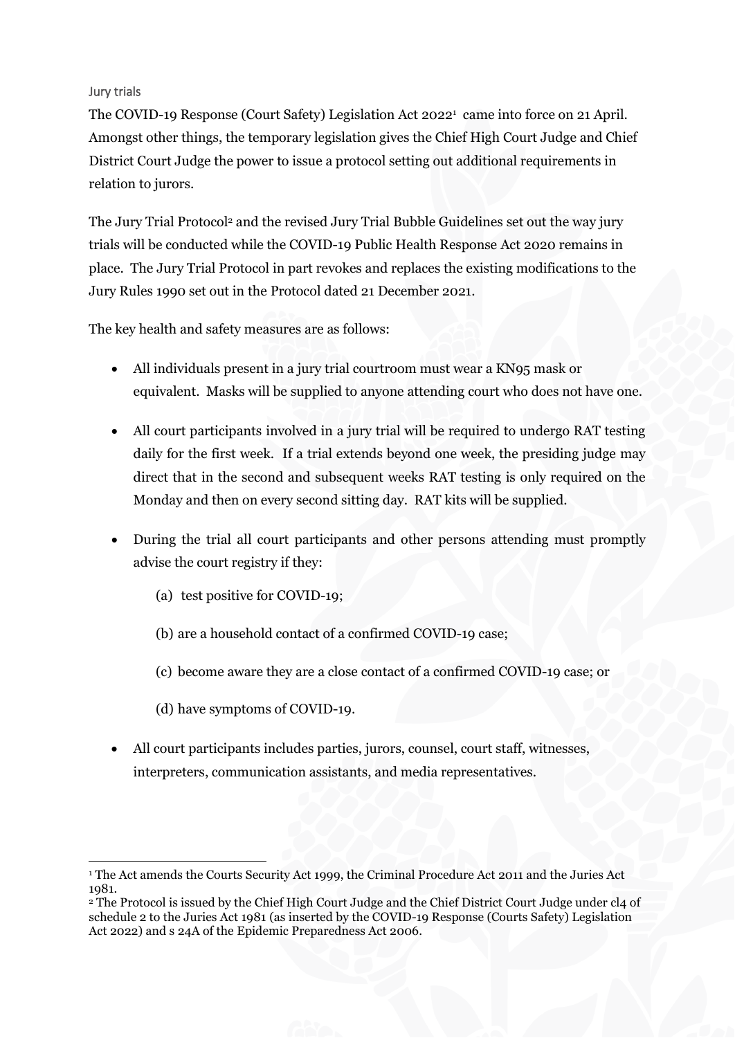## Jury trials

The COVID-19 Response (Court Safety) Legislation Act 2022[1] came into force on 21 April. Amongst other things, the temporary legislation gives the Chief High Court Judge and Chief District Court Judge the power to issue a protocol setting out additional requirements in relation to jurors.

The Jury Trial Protocol[2] and the revised Jury Trial Bubble Guidelines set out the way jury trials will be conducted while the COVID-19 Public Health Response Act 2020 remains in place. The Jury Trial Protocol in part revokes and replaces the existing modifications to the Jury Rules 1990 set out in the Protocol dated 21 December 2021.

The key health and safety measures are as follows:

- All individuals present in a jury trial courtroom must wear a KN95 mask or equivalent. Masks will be supplied to anyone attending court who does not have one.
- All court participants involved in a jury trial will be required to undergo RAT testing daily for the first week. If a trial extends beyond one week, the presiding judge may direct that in the second and subsequent weeks RAT testing is only required on the Monday and then on every second sitting day. RAT kits will be supplied.
- During the trial all court participants and other persons attending must promptly advise the court registry if they:
  - (a) test positive for COVID-19;
  - (b) are a household contact of a confirmed COVID-19 case;
  - (c) become aware they are a close contact of a confirmed COVID-19 case; or
  - (d) have symptoms of COVID-19.
- All court participants includes parties, jurors, counsel, court staff, witnesses, interpreters, communication assistants, and media representatives.

---

[1] The Act amends the Courts Security Act 1999, the Criminal Procedure Act 2011 and the Juries Act 1981.

[2] The Protocol is issued by the Chief High Court Judge and the Chief District Court Judge under cl4 of schedule 2 to the Juries Act 1981 (as inserted by the COVID-19 Response (Courts Safety) Legislation Act 2022) and s 24A of the Epidemic Preparedness Act 2006.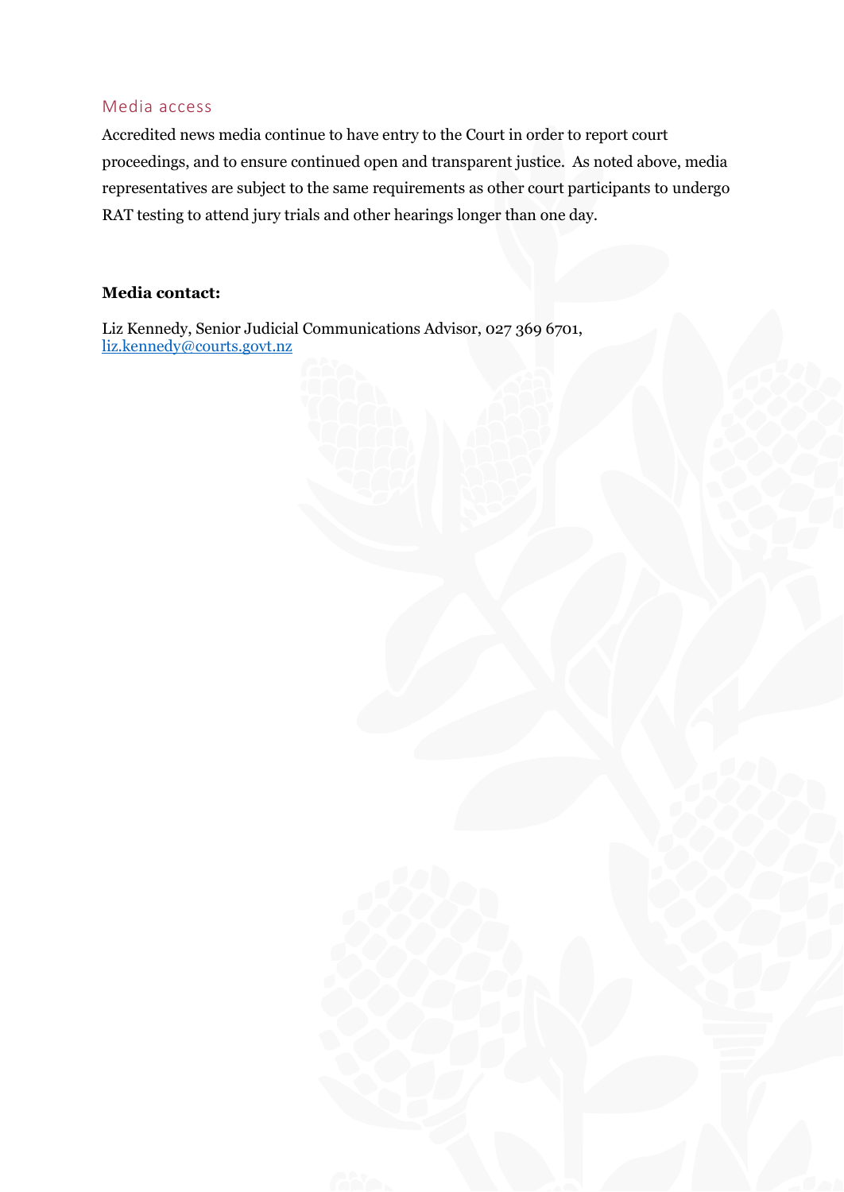## Media access

Accredited news media continue to have entry to the Court in order to report court proceedings, and to ensure continued open and transparent justice. As noted above, media representatives are subject to the same requirements as other court participants to undergo RAT testing to attend jury trials and other hearings longer than one day.

**Media contact:**

Liz Kennedy, Senior Judicial Communications Advisor, 027 369 6701, liz.kennedy@courts.govt.nz